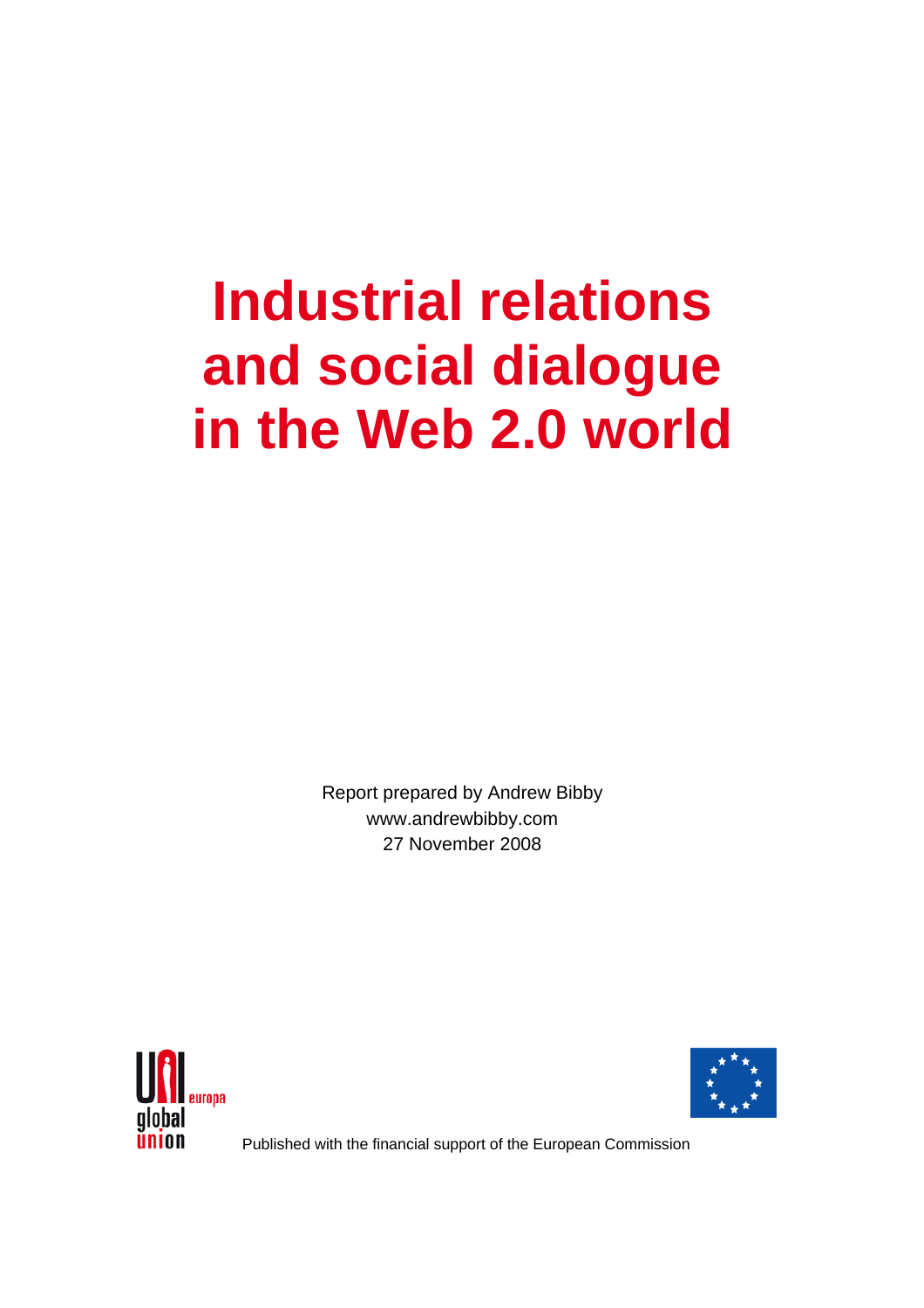# Industrial relations and social dialogue in the Web 2.0 world

Report prepared by Andrew Bibby
www.andrewbibby.com
27 November 2008

UNI europa global union

Published with the financial support of the European Commission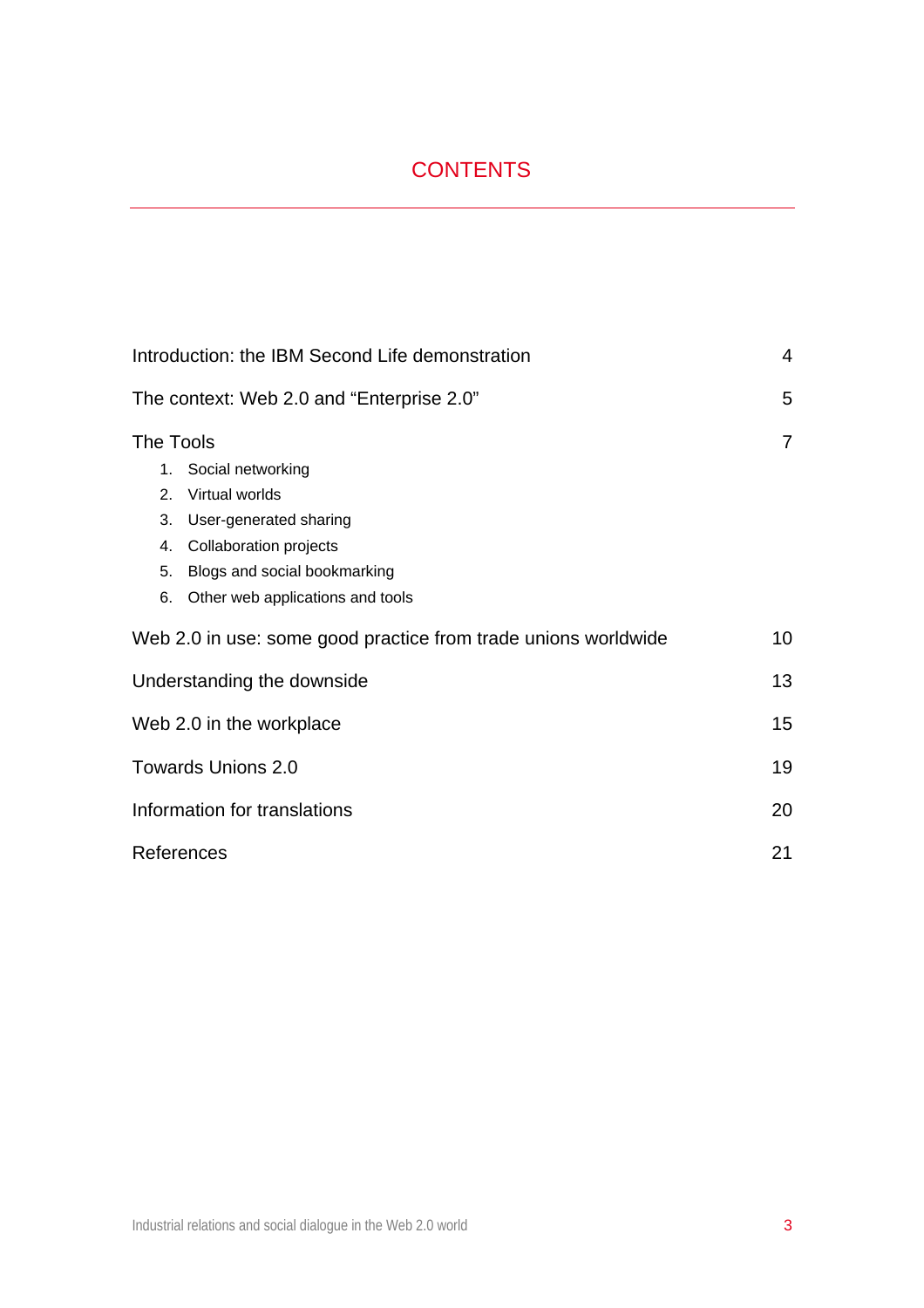# CONTENTS

| | |
|---|---|
| Introduction: the IBM Second Life demonstration | 4 |
| The context: Web 2.0 and "Enterprise 2.0" | 5 |
| The Tools | 7 |
| 1. Social networking | |
| 2. Virtual worlds | |
| 3. User-generated sharing | |
| 4. Collaboration projects | |
| 5. Blogs and social bookmarking | |
| 6. Other web applications and tools | |
| Web 2.0 in use: some good practice from trade unions worldwide | 10 |
| Understanding the downside | 13 |
| Web 2.0 in the workplace | 15 |
| Towards Unions 2.0 | 19 |
| Information for translations | 20 |
| References | 21 |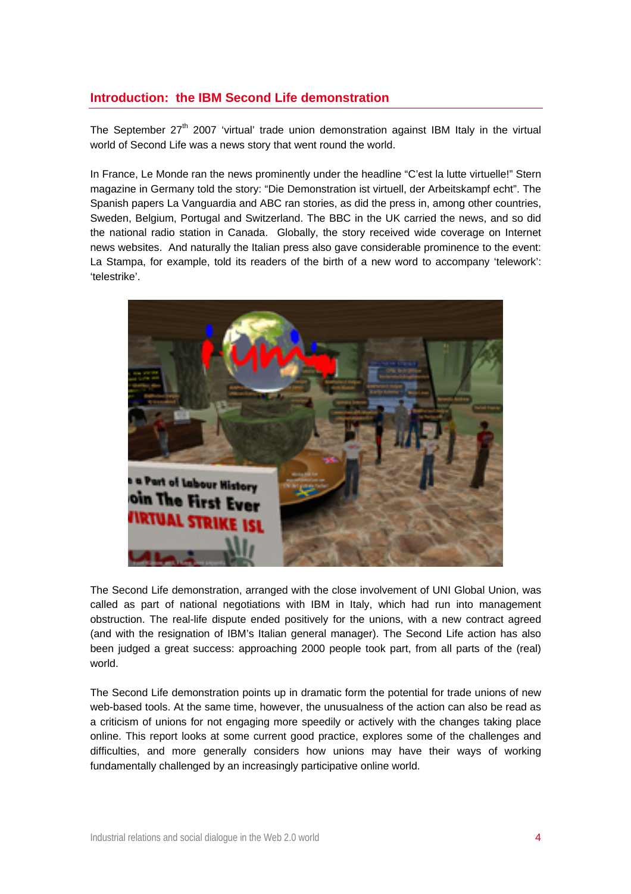## Introduction: the IBM Second Life demonstration

The September 27th 2007 'virtual' trade union demonstration against IBM Italy in the virtual world of Second Life was a news story that went round the world.

In France, Le Monde ran the news prominently under the headline "C'est la lutte virtuelle!" Stern magazine in Germany told the story: "Die Demonstration ist virtuell, der Arbeitskampf echt". The Spanish papers La Vanguardia and ABC ran stories, as did the press in, among other countries, Sweden, Belgium, Portugal and Switzerland. The BBC in the UK carried the news, and so did the national radio station in Canada. Globally, the story received wide coverage on Internet news websites. And naturally the Italian press also gave considerable prominence to the event: La Stampa, for example, told its readers of the birth of a new word to accompany 'telework': 'telestrike'.

The Second Life demonstration, arranged with the close involvement of UNI Global Union, was called as part of national negotiations with IBM in Italy, which had run into management obstruction. The real-life dispute ended positively for the unions, with a new contract agreed (and with the resignation of IBM's Italian general manager). The Second Life action has also been judged a great success: approaching 2000 people took part, from all parts of the (real) world.

The Second Life demonstration points up in dramatic form the potential for trade unions of new web-based tools. At the same time, however, the unusualness of the action can also be read as a criticism of unions for not engaging more speedily or actively with the changes taking place online. This report looks at some current good practice, explores some of the challenges and difficulties, and more generally considers how unions may have their ways of working fundamentally challenged by an increasingly participative online world.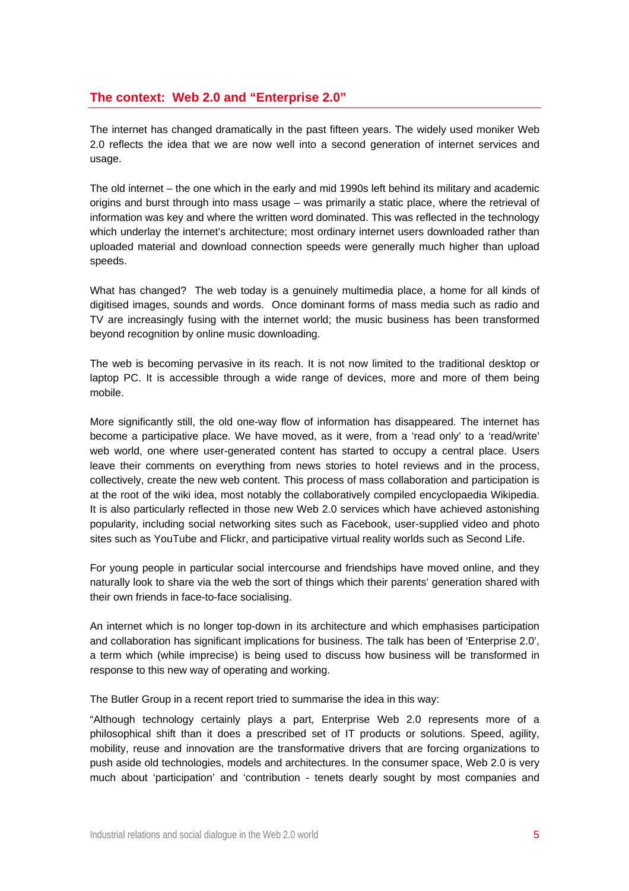## The context: Web 2.0 and "Enterprise 2.0"

The internet has changed dramatically in the past fifteen years. The widely used moniker Web 2.0 reflects the idea that we are now well into a second generation of internet services and usage.

The old internet – the one which in the early and mid 1990s left behind its military and academic origins and burst through into mass usage – was primarily a static place, where the retrieval of information was key and where the written word dominated. This was reflected in the technology which underlay the internet's architecture; most ordinary internet users downloaded rather than uploaded material and download connection speeds were generally much higher than upload speeds.

What has changed? The web today is a genuinely multimedia place, a home for all kinds of digitised images, sounds and words. Once dominant forms of mass media such as radio and TV are increasingly fusing with the internet world; the music business has been transformed beyond recognition by online music downloading.

The web is becoming pervasive in its reach. It is not now limited to the traditional desktop or laptop PC. It is accessible through a wide range of devices, more and more of them being mobile.

More significantly still, the old one-way flow of information has disappeared. The internet has become a participative place. We have moved, as it were, from a 'read only' to a 'read/write' web world, one where user-generated content has started to occupy a central place. Users leave their comments on everything from news stories to hotel reviews and in the process, collectively, create the new web content. This process of mass collaboration and participation is at the root of the wiki idea, most notably the collaboratively compiled encyclopaedia Wikipedia. It is also particularly reflected in those new Web 2.0 services which have achieved astonishing popularity, including social networking sites such as Facebook, user-supplied video and photo sites such as YouTube and Flickr, and participative virtual reality worlds such as Second Life.

For young people in particular social intercourse and friendships have moved online, and they naturally look to share via the web the sort of things which their parents' generation shared with their own friends in face-to-face socialising.

An internet which is no longer top-down in its architecture and which emphasises participation and collaboration has significant implications for business. The talk has been of 'Enterprise 2.0', a term which (while imprecise) is being used to discuss how business will be transformed in response to this new way of operating and working.

The Butler Group in a recent report tried to summarise the idea in this way:

"Although technology certainly plays a part, Enterprise Web 2.0 represents more of a philosophical shift than it does a prescribed set of IT products or solutions. Speed, agility, mobility, reuse and innovation are the transformative drivers that are forcing organizations to push aside old technologies, models and architectures. In the consumer space, Web 2.0 is very much about 'participation' and 'contribution - tenets dearly sought by most companies and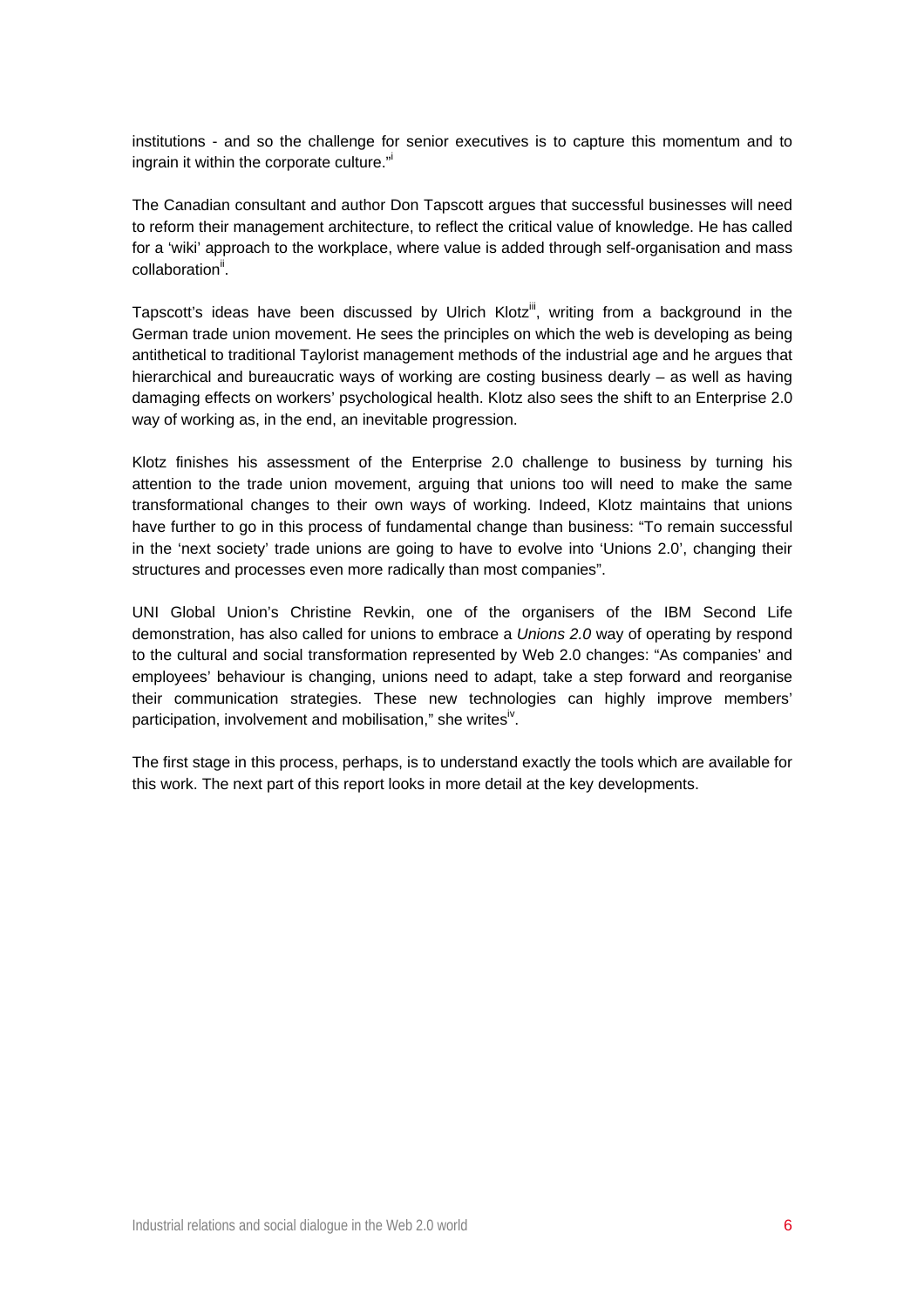institutions - and so the challenge for senior executives is to capture this momentum and to ingrain it within the corporate culture."[i]

The Canadian consultant and author Don Tapscott argues that successful businesses will need to reform their management architecture, to reflect the critical value of knowledge. He has called for a 'wiki' approach to the workplace, where value is added through self-organisation and mass collaboration[ii].

Tapscott's ideas have been discussed by Ulrich Klotz[iii], writing from a background in the German trade union movement. He sees the principles on which the web is developing as being antithetical to traditional Taylorist management methods of the industrial age and he argues that hierarchical and bureaucratic ways of working are costing business dearly – as well as having damaging effects on workers' psychological health. Klotz also sees the shift to an Enterprise 2.0 way of working as, in the end, an inevitable progression.

Klotz finishes his assessment of the Enterprise 2.0 challenge to business by turning his attention to the trade union movement, arguing that unions too will need to make the same transformational changes to their own ways of working. Indeed, Klotz maintains that unions have further to go in this process of fundamental change than business: "To remain successful in the 'next society' trade unions are going to have to evolve into 'Unions 2.0', changing their structures and processes even more radically than most companies".

UNI Global Union's Christine Revkin, one of the organisers of the IBM Second Life demonstration, has also called for unions to embrace a *Unions 2.0* way of operating by respond to the cultural and social transformation represented by Web 2.0 changes: "As companies' and employees' behaviour is changing, unions need to adapt, take a step forward and reorganise their communication strategies. These new technologies can highly improve members' participation, involvement and mobilisation," she writes[iv].

The first stage in this process, perhaps, is to understand exactly the tools which are available for this work. The next part of this report looks in more detail at the key developments.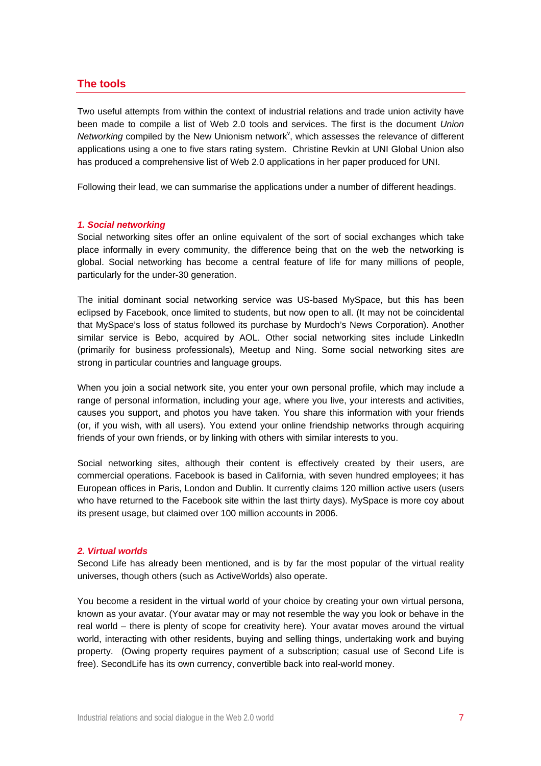## The tools

Two useful attempts from within the context of industrial relations and trade union activity have been made to compile a list of Web 2.0 tools and services. The first is the document *Union Networking* compiled by the New Unionism network[v], which assesses the relevance of different applications using a one to five stars rating system. Christine Revkin at UNI Global Union also has produced a comprehensive list of Web 2.0 applications in her paper produced for UNI.

Following their lead, we can summarise the applications under a number of different headings.

### *1. Social networking*

Social networking sites offer an online equivalent of the sort of social exchanges which take place informally in every community, the difference being that on the web the networking is global. Social networking has become a central feature of life for many millions of people, particularly for the under-30 generation.

The initial dominant social networking service was US-based MySpace, but this has been eclipsed by Facebook, once limited to students, but now open to all. (It may not be coincidental that MySpace's loss of status followed its purchase by Murdoch's News Corporation). Another similar service is Bebo, acquired by AOL. Other social networking sites include LinkedIn (primarily for business professionals), Meetup and Ning. Some social networking sites are strong in particular countries and language groups.

When you join a social network site, you enter your own personal profile, which may include a range of personal information, including your age, where you live, your interests and activities, causes you support, and photos you have taken. You share this information with your friends (or, if you wish, with all users). You extend your online friendship networks through acquiring friends of your own friends, or by linking with others with similar interests to you.

Social networking sites, although their content is effectively created by their users, are commercial operations. Facebook is based in California, with seven hundred employees; it has European offices in Paris, London and Dublin. It currently claims 120 million active users (users who have returned to the Facebook site within the last thirty days). MySpace is more coy about its present usage, but claimed over 100 million accounts in 2006.

### *2. Virtual worlds*

Second Life has already been mentioned, and is by far the most popular of the virtual reality universes, though others (such as ActiveWorlds) also operate.

You become a resident in the virtual world of your choice by creating your own virtual persona, known as your avatar. (Your avatar may or may not resemble the way you look or behave in the real world – there is plenty of scope for creativity here). Your avatar moves around the virtual world, interacting with other residents, buying and selling things, undertaking work and buying property. (Owing property requires payment of a subscription; casual use of Second Life is free). SecondLife has its own currency, convertible back into real-world money.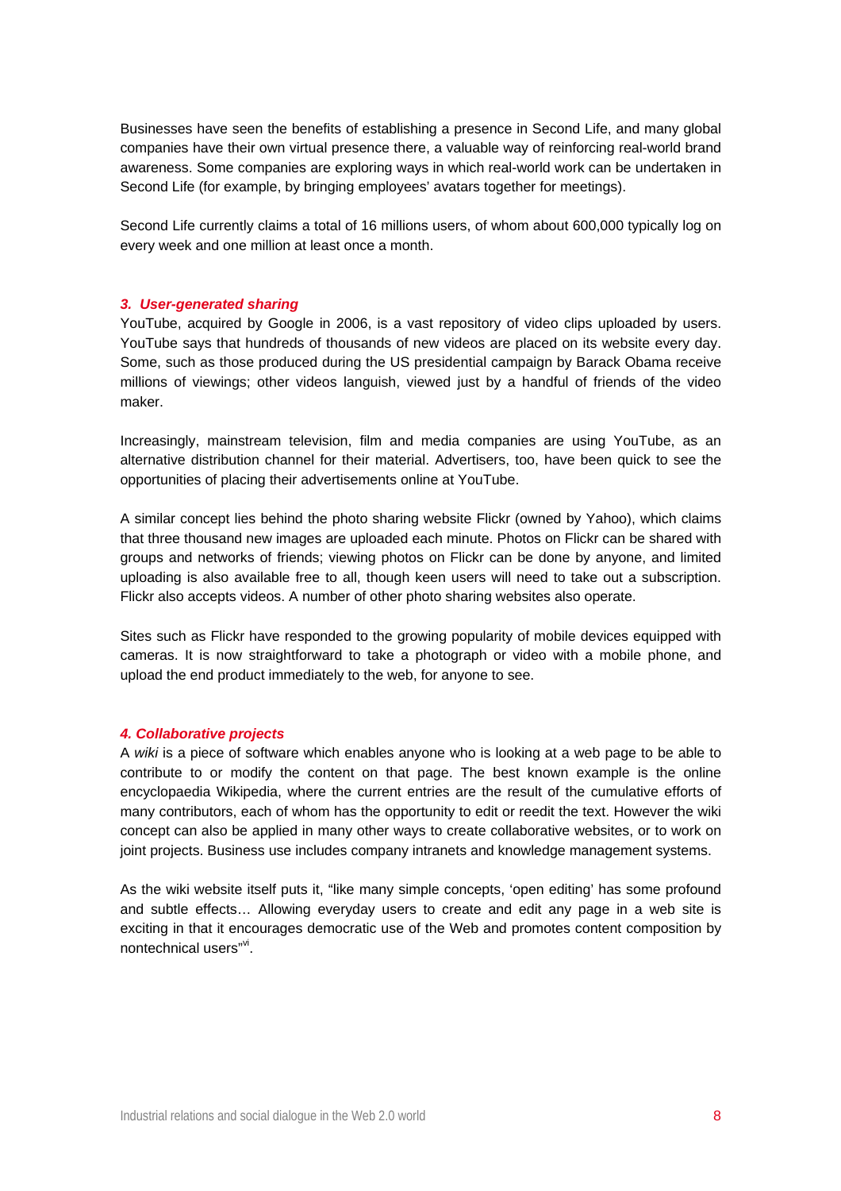Businesses have seen the benefits of establishing a presence in Second Life, and many global companies have their own virtual presence there, a valuable way of reinforcing real-world brand awareness. Some companies are exploring ways in which real-world work can be undertaken in Second Life (for example, by bringing employees' avatars together for meetings).

Second Life currently claims a total of 16 millions users, of whom about 600,000 typically log on every week and one million at least once a month.

### *3. User-generated sharing*

YouTube, acquired by Google in 2006, is a vast repository of video clips uploaded by users. YouTube says that hundreds of thousands of new videos are placed on its website every day. Some, such as those produced during the US presidential campaign by Barack Obama receive millions of viewings; other videos languish, viewed just by a handful of friends of the video maker.

Increasingly, mainstream television, film and media companies are using YouTube, as an alternative distribution channel for their material. Advertisers, too, have been quick to see the opportunities of placing their advertisements online at YouTube.

A similar concept lies behind the photo sharing website Flickr (owned by Yahoo), which claims that three thousand new images are uploaded each minute. Photos on Flickr can be shared with groups and networks of friends; viewing photos on Flickr can be done by anyone, and limited uploading is also available free to all, though keen users will need to take out a subscription. Flickr also accepts videos. A number of other photo sharing websites also operate.

Sites such as Flickr have responded to the growing popularity of mobile devices equipped with cameras. It is now straightforward to take a photograph or video with a mobile phone, and upload the end product immediately to the web, for anyone to see.

### *4. Collaborative projects*

A *wiki* is a piece of software which enables anyone who is looking at a web page to be able to contribute to or modify the content on that page. The best known example is the online encyclopaedia Wikipedia, where the current entries are the result of the cumulative efforts of many contributors, each of whom has the opportunity to edit or reedit the text. However the wiki concept can also be applied in many other ways to create collaborative websites, or to work on joint projects. Business use includes company intranets and knowledge management systems.

As the wiki website itself puts it, "like many simple concepts, 'open editing' has some profound and subtle effects… Allowing everyday users to create and edit any page in a web site is exciting in that it encourages democratic use of the Web and promotes content composition by nontechnical users"[vi].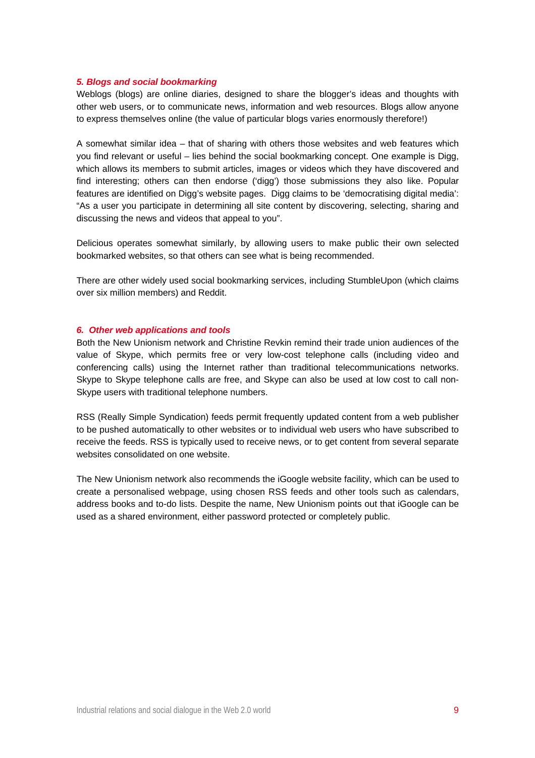### *5. Blogs and social bookmarking*

Weblogs (blogs) are online diaries, designed to share the blogger's ideas and thoughts with other web users, or to communicate news, information and web resources. Blogs allow anyone to express themselves online (the value of particular blogs varies enormously therefore!)

A somewhat similar idea – that of sharing with others those websites and web features which you find relevant or useful – lies behind the social bookmarking concept. One example is Digg, which allows its members to submit articles, images or videos which they have discovered and find interesting; others can then endorse ('digg') those submissions they also like. Popular features are identified on Digg's website pages. Digg claims to be 'democratising digital media': "As a user you participate in determining all site content by discovering, selecting, sharing and discussing the news and videos that appeal to you".

Delicious operates somewhat similarly, by allowing users to make public their own selected bookmarked websites, so that others can see what is being recommended.

There are other widely used social bookmarking services, including StumbleUpon (which claims over six million members) and Reddit.

### *6. Other web applications and tools*

Both the New Unionism network and Christine Revkin remind their trade union audiences of the value of Skype, which permits free or very low-cost telephone calls (including video and conferencing calls) using the Internet rather than traditional telecommunications networks. Skype to Skype telephone calls are free, and Skype can also be used at low cost to call non-Skype users with traditional telephone numbers.

RSS (Really Simple Syndication) feeds permit frequently updated content from a web publisher to be pushed automatically to other websites or to individual web users who have subscribed to receive the feeds. RSS is typically used to receive news, or to get content from several separate websites consolidated on one website.

The New Unionism network also recommends the iGoogle website facility, which can be used to create a personalised webpage, using chosen RSS feeds and other tools such as calendars, address books and to-do lists. Despite the name, New Unionism points out that iGoogle can be used as a shared environment, either password protected or completely public.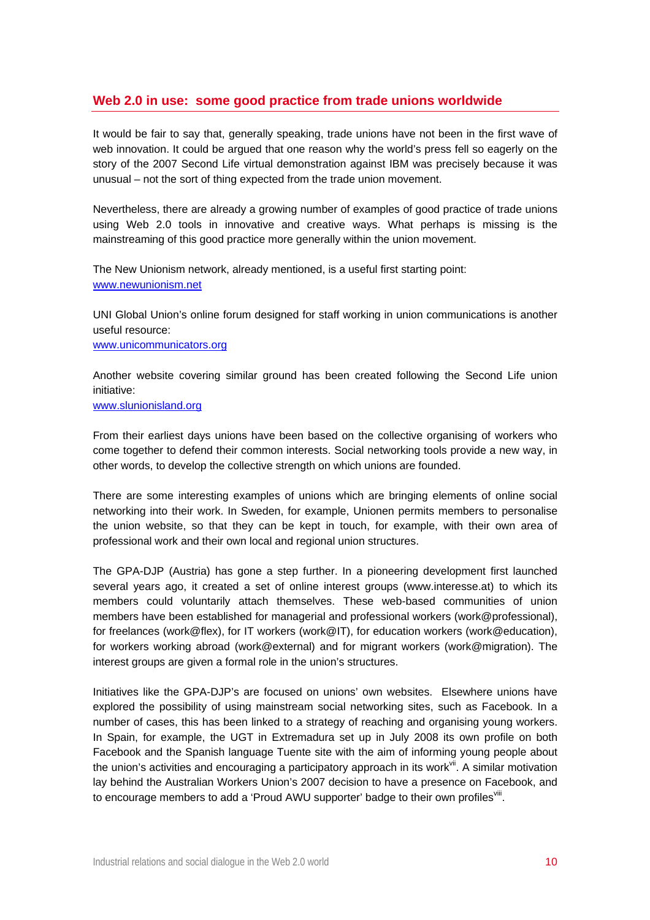## Web 2.0 in use: some good practice from trade unions worldwide

It would be fair to say that, generally speaking, trade unions have not been in the first wave of web innovation. It could be argued that one reason why the world's press fell so eagerly on the story of the 2007 Second Life virtual demonstration against IBM was precisely because it was unusual – not the sort of thing expected from the trade union movement.

Nevertheless, there are already a growing number of examples of good practice of trade unions using Web 2.0 tools in innovative and creative ways. What perhaps is missing is the mainstreaming of this good practice more generally within the union movement.

The New Unionism network, already mentioned, is a useful first starting point:
www.newunionism.net

UNI Global Union's online forum designed for staff working in union communications is another useful resource:
www.unicommunicators.org

Another website covering similar ground has been created following the Second Life union initiative:
www.slunionisland.org

From their earliest days unions have been based on the collective organising of workers who come together to defend their common interests. Social networking tools provide a new way, in other words, to develop the collective strength on which unions are founded.

There are some interesting examples of unions which are bringing elements of online social networking into their work. In Sweden, for example, Unionen permits members to personalise the union website, so that they can be kept in touch, for example, with their own area of professional work and their own local and regional union structures.

The GPA-DJP (Austria) has gone a step further. In a pioneering development first launched several years ago, it created a set of online interest groups (www.interesse.at) to which its members could voluntarily attach themselves. These web-based communities of union members have been established for managerial and professional workers (work@professional), for freelances (work@flex), for IT workers (work@IT), for education workers (work@education), for workers working abroad (work@external) and for migrant workers (work@migration). The interest groups are given a formal role in the union's structures.

Initiatives like the GPA-DJP's are focused on unions' own websites. Elsewhere unions have explored the possibility of using mainstream social networking sites, such as Facebook. In a number of cases, this has been linked to a strategy of reaching and organising young workers. In Spain, for example, the UGT in Extremadura set up in July 2008 its own profile on both Facebook and the Spanish language Tuente site with the aim of informing young people about the union's activities and encouraging a participatory approach in its work[vii]. A similar motivation lay behind the Australian Workers Union's 2007 decision to have a presence on Facebook, and to encourage members to add a 'Proud AWU supporter' badge to their own profiles[viii].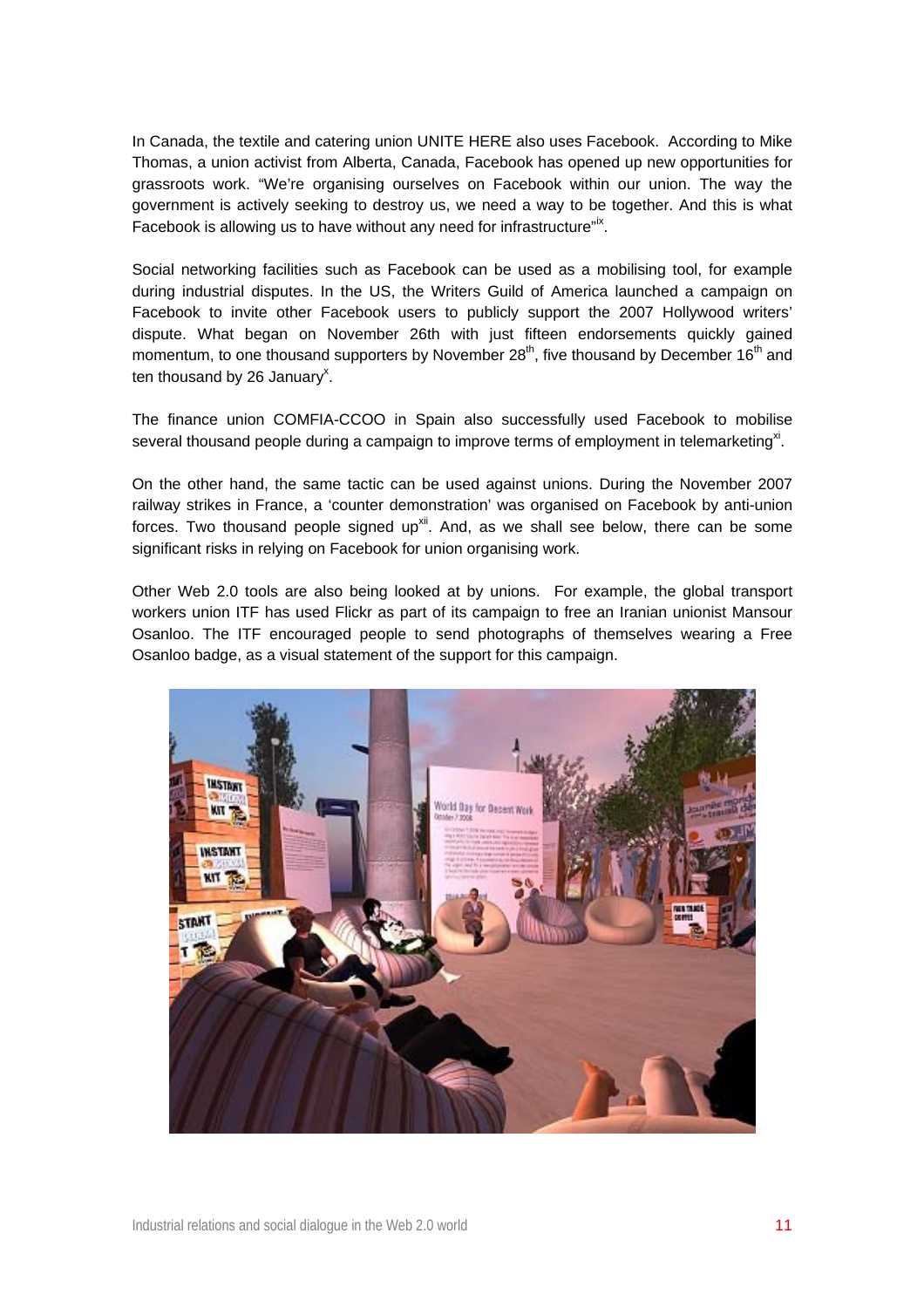In Canada, the textile and catering union UNITE HERE also uses Facebook. According to Mike Thomas, a union activist from Alberta, Canada, Facebook has opened up new opportunities for grassroots work. "We're organising ourselves on Facebook within our union. The way the government is actively seeking to destroy us, we need a way to be together. And this is what Facebook is allowing us to have without any need for infrastructure"[ix].

Social networking facilities such as Facebook can be used as a mobilising tool, for example during industrial disputes. In the US, the Writers Guild of America launched a campaign on Facebook to invite other Facebook users to publicly support the 2007 Hollywood writers' dispute. What began on November 26th with just fifteen endorsements quickly gained momentum, to one thousand supporters by November 28th, five thousand by December 16th and ten thousand by 26 January[x].

The finance union COMFIA-CCOO in Spain also successfully used Facebook to mobilise several thousand people during a campaign to improve terms of employment in telemarketing[xi].

On the other hand, the same tactic can be used against unions. During the November 2007 railway strikes in France, a 'counter demonstration' was organised on Facebook by anti-union forces. Two thousand people signed up[xii]. And, as we shall see below, there can be some significant risks in relying on Facebook for union organising work.

Other Web 2.0 tools are also being looked at by unions. For example, the global transport workers union ITF has used Flickr as part of its campaign to free an Iranian unionist Mansour Osanloo. The ITF encouraged people to send photographs of themselves wearing a Free Osanloo badge, as a visual statement of the support for this campaign.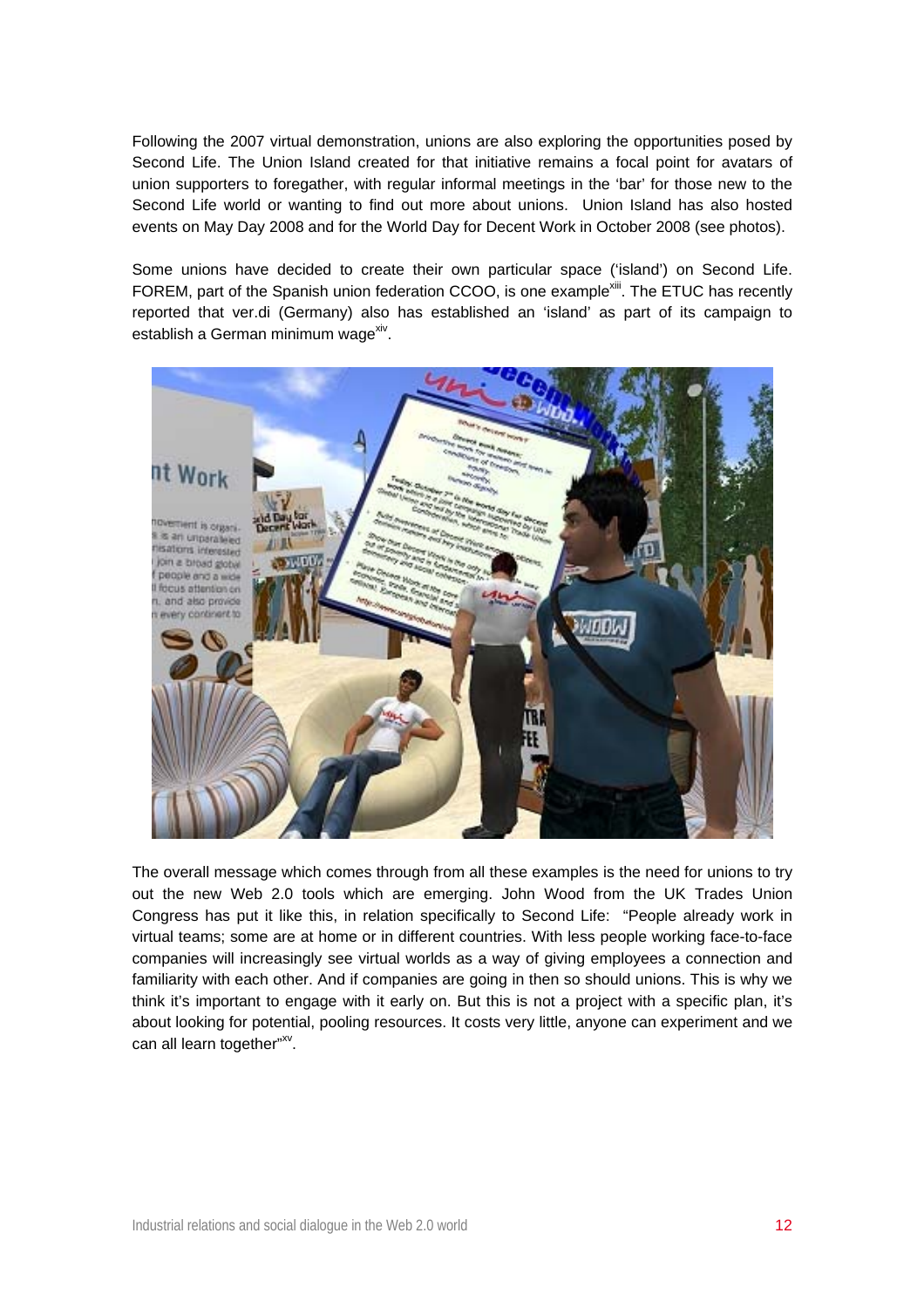Following the 2007 virtual demonstration, unions are also exploring the opportunities posed by Second Life. The Union Island created for that initiative remains a focal point for avatars of union supporters to foregather, with regular informal meetings in the 'bar' for those new to the Second Life world or wanting to find out more about unions. Union Island has also hosted events on May Day 2008 and for the World Day for Decent Work in October 2008 (see photos).

Some unions have decided to create their own particular space ('island') on Second Life. FOREM, part of the Spanish union federation CCOO, is one example[xiii]. The ETUC has recently reported that ver.di (Germany) also has established an 'island' as part of its campaign to establish a German minimum wage[xiv].

The overall message which comes through from all these examples is the need for unions to try out the new Web 2.0 tools which are emerging. John Wood from the UK Trades Union Congress has put it like this, in relation specifically to Second Life: "People already work in virtual teams; some are at home or in different countries. With less people working face-to-face companies will increasingly see virtual worlds as a way of giving employees a connection and familiarity with each other. And if companies are going in then so should unions. This is why we think it's important to engage with it early on. But this is not a project with a specific plan, it's about looking for potential, pooling resources. It costs very little, anyone can experiment and we can all learn together"[xv].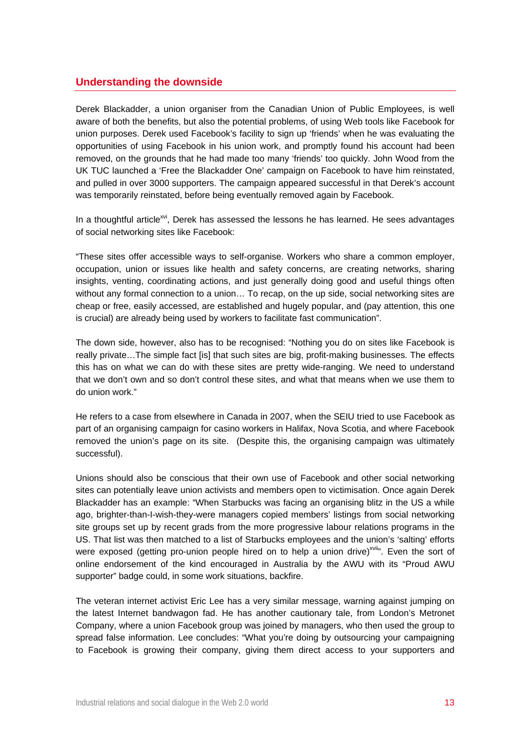## Understanding the downside

Derek Blackadder, a union organiser from the Canadian Union of Public Employees, is well aware of both the benefits, but also the potential problems, of using Web tools like Facebook for union purposes. Derek used Facebook's facility to sign up 'friends' when he was evaluating the opportunities of using Facebook in his union work, and promptly found his account had been removed, on the grounds that he had made too many 'friends' too quickly. John Wood from the UK TUC launched a 'Free the Blackadder One' campaign on Facebook to have him reinstated, and pulled in over 3000 supporters. The campaign appeared successful in that Derek's account was temporarily reinstated, before being eventually removed again by Facebook.

In a thoughtful article[xvi], Derek has assessed the lessons he has learned. He sees advantages of social networking sites like Facebook:

"These sites offer accessible ways to self-organise. Workers who share a common employer, occupation, union or issues like health and safety concerns, are creating networks, sharing insights, venting, coordinating actions, and just generally doing good and useful things often without any formal connection to a union… To recap, on the up side, social networking sites are cheap or free, easily accessed, are established and hugely popular, and (pay attention, this one is crucial) are already being used by workers to facilitate fast communication".

The down side, however, also has to be recognised: "Nothing you do on sites like Facebook is really private…The simple fact [is] that such sites are big, profit-making businesses. The effects this has on what we can do with these sites are pretty wide-ranging. We need to understand that we don't own and so don't control these sites, and what that means when we use them to do union work."

He refers to a case from elsewhere in Canada in 2007, when the SEIU tried to use Facebook as part of an organising campaign for casino workers in Halifax, Nova Scotia, and where Facebook removed the union's page on its site. (Despite this, the organising campaign was ultimately successful).

Unions should also be conscious that their own use of Facebook and other social networking sites can potentially leave union activists and members open to victimisation. Once again Derek Blackadder has an example: "When Starbucks was facing an organising blitz in the US a while ago, brighter-than-I-wish-they-were managers copied members' listings from social networking site groups set up by recent grads from the more progressive labour relations programs in the US. That list was then matched to a list of Starbucks employees and the union's 'salting' efforts were exposed (getting pro-union people hired on to help a union drive)[xvii]". Even the sort of online endorsement of the kind encouraged in Australia by the AWU with its "Proud AWU supporter" badge could, in some work situations, backfire.

The veteran internet activist Eric Lee has a very similar message, warning against jumping on the latest Internet bandwagon fad. He has another cautionary tale, from London's Metronet Company, where a union Facebook group was joined by managers, who then used the group to spread false information. Lee concludes: "What you're doing by outsourcing your campaigning to Facebook is growing their company, giving them direct access to your supporters and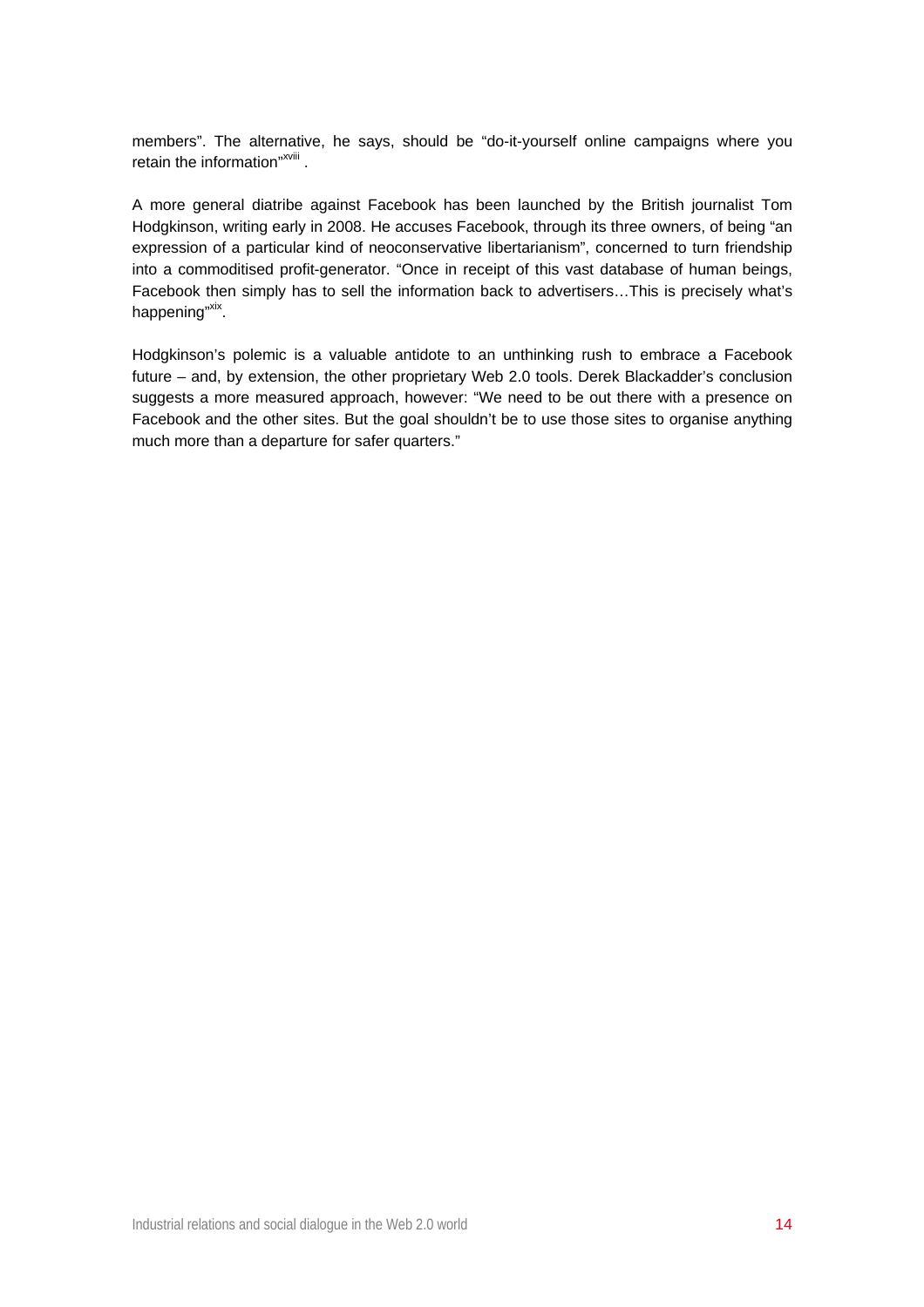members". The alternative, he says, should be "do-it-yourself online campaigns where you retain the information"[xviii] .

A more general diatribe against Facebook has been launched by the British journalist Tom Hodgkinson, writing early in 2008. He accuses Facebook, through its three owners, of being "an expression of a particular kind of neoconservative libertarianism", concerned to turn friendship into a commoditised profit-generator. "Once in receipt of this vast database of human beings, Facebook then simply has to sell the information back to advertisers…This is precisely what's happening"[xix].

Hodgkinson's polemic is a valuable antidote to an unthinking rush to embrace a Facebook future – and, by extension, the other proprietary Web 2.0 tools. Derek Blackadder's conclusion suggests a more measured approach, however: "We need to be out there with a presence on Facebook and the other sites. But the goal shouldn't be to use those sites to organise anything much more than a departure for safer quarters."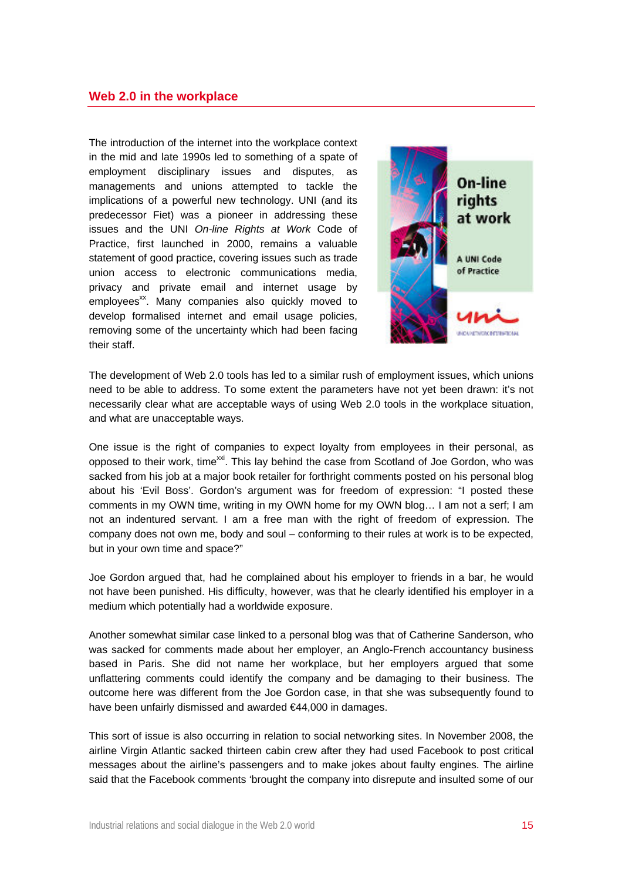## Web 2.0 in the workplace

The introduction of the internet into the workplace context in the mid and late 1990s led to something of a spate of employment disciplinary issues and disputes, as managements and unions attempted to tackle the implications of a powerful new technology. UNI (and its predecessor Fiet) was a pioneer in addressing these issues and the UNI *On-line Rights at Work* Code of Practice, first launched in 2000, remains a valuable statement of good practice, covering issues such as trade union access to electronic communications media, privacy and private email and internet usage by employees[xx]. Many companies also quickly moved to develop formalised internet and email usage policies, removing some of the uncertainty which had been facing their staff.

The development of Web 2.0 tools has led to a similar rush of employment issues, which unions need to be able to address. To some extent the parameters have not yet been drawn: it's not necessarily clear what are acceptable ways of using Web 2.0 tools in the workplace situation, and what are unacceptable ways.

One issue is the right of companies to expect loyalty from employees in their personal, as opposed to their work, time[xxi]. This lay behind the case from Scotland of Joe Gordon, who was sacked from his job at a major book retailer for forthright comments posted on his personal blog about his 'Evil Boss'. Gordon's argument was for freedom of expression: "I posted these comments in my OWN time, writing in my OWN home for my OWN blog… I am not a serf; I am not an indentured servant. I am a free man with the right of freedom of expression. The company does not own me, body and soul – conforming to their rules at work is to be expected, but in your own time and space?"

Joe Gordon argued that, had he complained about his employer to friends in a bar, he would not have been punished. His difficulty, however, was that he clearly identified his employer in a medium which potentially had a worldwide exposure.

Another somewhat similar case linked to a personal blog was that of Catherine Sanderson, who was sacked for comments made about her employer, an Anglo-French accountancy business based in Paris. She did not name her workplace, but her employers argued that some unflattering comments could identify the company and be damaging to their business. The outcome here was different from the Joe Gordon case, in that she was subsequently found to have been unfairly dismissed and awarded €44,000 in damages.

This sort of issue is also occurring in relation to social networking sites. In November 2008, the airline Virgin Atlantic sacked thirteen cabin crew after they had used Facebook to post critical messages about the airline's passengers and to make jokes about faulty engines. The airline said that the Facebook comments 'brought the company into disrepute and insulted some of our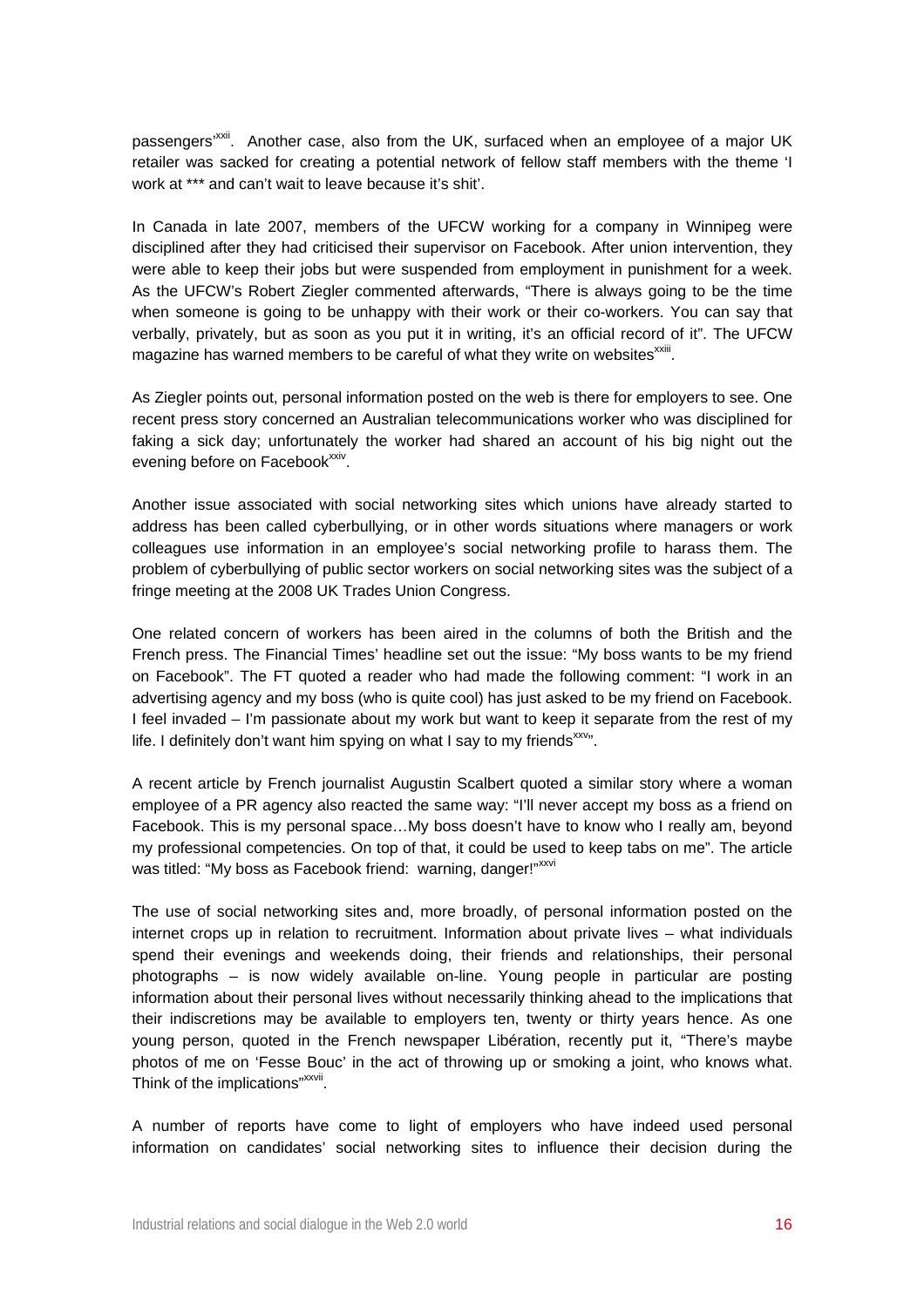passengers'[xxii]. Another case, also from the UK, surfaced when an employee of a major UK retailer was sacked for creating a potential network of fellow staff members with the theme 'I work at *** and can't wait to leave because it's shit'.

In Canada in late 2007, members of the UFCW working for a company in Winnipeg were disciplined after they had criticised their supervisor on Facebook. After union intervention, they were able to keep their jobs but were suspended from employment in punishment for a week. As the UFCW's Robert Ziegler commented afterwards, "There is always going to be the time when someone is going to be unhappy with their work or their co-workers. You can say that verbally, privately, but as soon as you put it in writing, it's an official record of it". The UFCW magazine has warned members to be careful of what they write on websites[xxiii].

As Ziegler points out, personal information posted on the web is there for employers to see. One recent press story concerned an Australian telecommunications worker who was disciplined for faking a sick day; unfortunately the worker had shared an account of his big night out the evening before on Facebook[xxiv].

Another issue associated with social networking sites which unions have already started to address has been called cyberbullying, or in other words situations where managers or work colleagues use information in an employee's social networking profile to harass them. The problem of cyberbullying of public sector workers on social networking sites was the subject of a fringe meeting at the 2008 UK Trades Union Congress.

One related concern of workers has been aired in the columns of both the British and the French press. The Financial Times' headline set out the issue: "My boss wants to be my friend on Facebook". The FT quoted a reader who had made the following comment: "I work in an advertising agency and my boss (who is quite cool) has just asked to be my friend on Facebook. I feel invaded – I'm passionate about my work but want to keep it separate from the rest of my life. I definitely don't want him spying on what I say to my friends[xxv]".

A recent article by French journalist Augustin Scalbert quoted a similar story where a woman employee of a PR agency also reacted the same way: "I'll never accept my boss as a friend on Facebook. This is my personal space…My boss doesn't have to know who I really am, beyond my professional competencies. On top of that, it could be used to keep tabs on me". The article was titled: "My boss as Facebook friend: warning, danger!"[xxvi]

The use of social networking sites and, more broadly, of personal information posted on the internet crops up in relation to recruitment. Information about private lives – what individuals spend their evenings and weekends doing, their friends and relationships, their personal photographs – is now widely available on-line. Young people in particular are posting information about their personal lives without necessarily thinking ahead to the implications that their indiscretions may be available to employers ten, twenty or thirty years hence. As one young person, quoted in the French newspaper Libération, recently put it, "There's maybe photos of me on 'Fesse Bouc' in the act of throwing up or smoking a joint, who knows what. Think of the implications"[xxvii].

A number of reports have come to light of employers who have indeed used personal information on candidates' social networking sites to influence their decision during the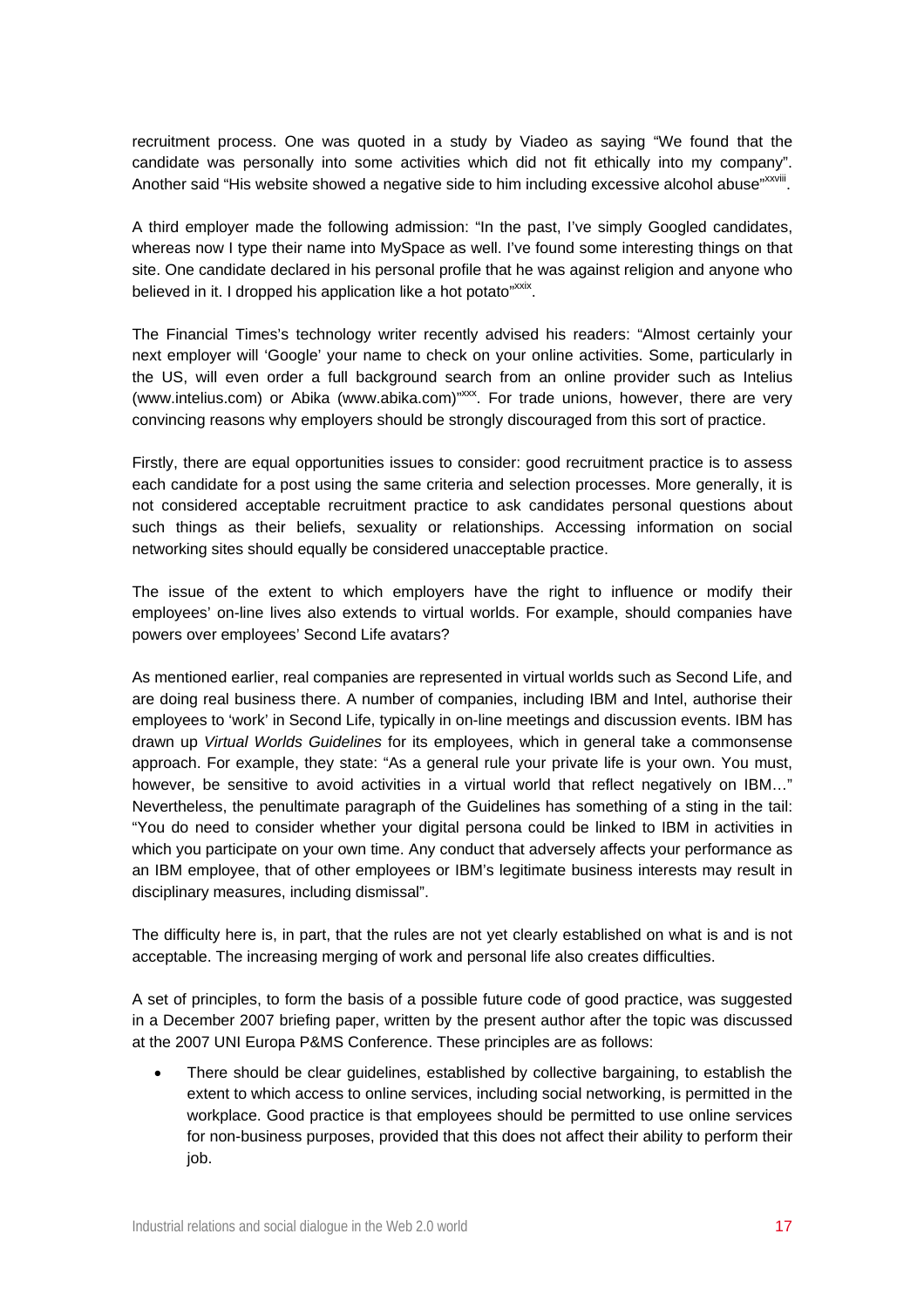recruitment process. One was quoted in a study by Viadeo as saying "We found that the candidate was personally into some activities which did not fit ethically into my company". Another said "His website showed a negative side to him including excessive alcohol abuse"[xxviii].

A third employer made the following admission: "In the past, I've simply Googled candidates, whereas now I type their name into MySpace as well. I've found some interesting things on that site. One candidate declared in his personal profile that he was against religion and anyone who believed in it. I dropped his application like a hot potato"[xxix].

The Financial Times's technology writer recently advised his readers: "Almost certainly your next employer will 'Google' your name to check on your online activities. Some, particularly in the US, will even order a full background search from an online provider such as Intelius (www.intelius.com) or Abika (www.abika.com)"[xxx]. For trade unions, however, there are very convincing reasons why employers should be strongly discouraged from this sort of practice.

Firstly, there are equal opportunities issues to consider: good recruitment practice is to assess each candidate for a post using the same criteria and selection processes. More generally, it is not considered acceptable recruitment practice to ask candidates personal questions about such things as their beliefs, sexuality or relationships. Accessing information on social networking sites should equally be considered unacceptable practice.

The issue of the extent to which employers have the right to influence or modify their employees' on-line lives also extends to virtual worlds. For example, should companies have powers over employees' Second Life avatars?

As mentioned earlier, real companies are represented in virtual worlds such as Second Life, and are doing real business there. A number of companies, including IBM and Intel, authorise their employees to 'work' in Second Life, typically in on-line meetings and discussion events. IBM has drawn up *Virtual Worlds Guidelines* for its employees, which in general take a commonsense approach. For example, they state: "As a general rule your private life is your own. You must, however, be sensitive to avoid activities in a virtual world that reflect negatively on IBM…" Nevertheless, the penultimate paragraph of the Guidelines has something of a sting in the tail: "You do need to consider whether your digital persona could be linked to IBM in activities in which you participate on your own time. Any conduct that adversely affects your performance as an IBM employee, that of other employees or IBM's legitimate business interests may result in disciplinary measures, including dismissal".

The difficulty here is, in part, that the rules are not yet clearly established on what is and is not acceptable. The increasing merging of work and personal life also creates difficulties.

A set of principles, to form the basis of a possible future code of good practice, was suggested in a December 2007 briefing paper, written by the present author after the topic was discussed at the 2007 UNI Europa P&MS Conference. These principles are as follows:

- There should be clear guidelines, established by collective bargaining, to establish the extent to which access to online services, including social networking, is permitted in the workplace. Good practice is that employees should be permitted to use online services for non-business purposes, provided that this does not affect their ability to perform their job.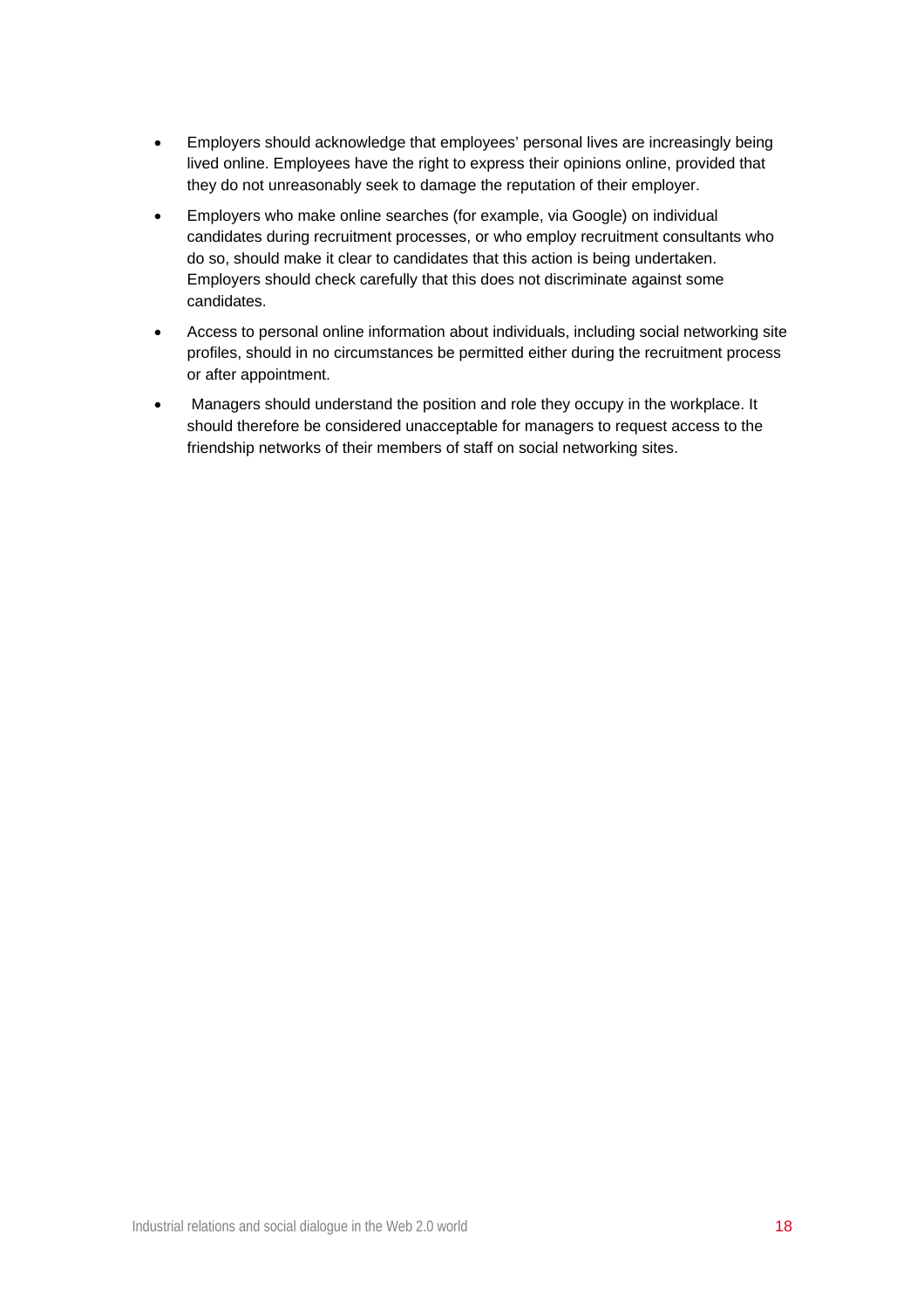- Employers should acknowledge that employees' personal lives are increasingly being lived online. Employees have the right to express their opinions online, provided that they do not unreasonably seek to damage the reputation of their employer.
- Employers who make online searches (for example, via Google) on individual candidates during recruitment processes, or who employ recruitment consultants who do so, should make it clear to candidates that this action is being undertaken. Employers should check carefully that this does not discriminate against some candidates.
- Access to personal online information about individuals, including social networking site profiles, should in no circumstances be permitted either during the recruitment process or after appointment.
- Managers should understand the position and role they occupy in the workplace. It should therefore be considered unacceptable for managers to request access to the friendship networks of their members of staff on social networking sites.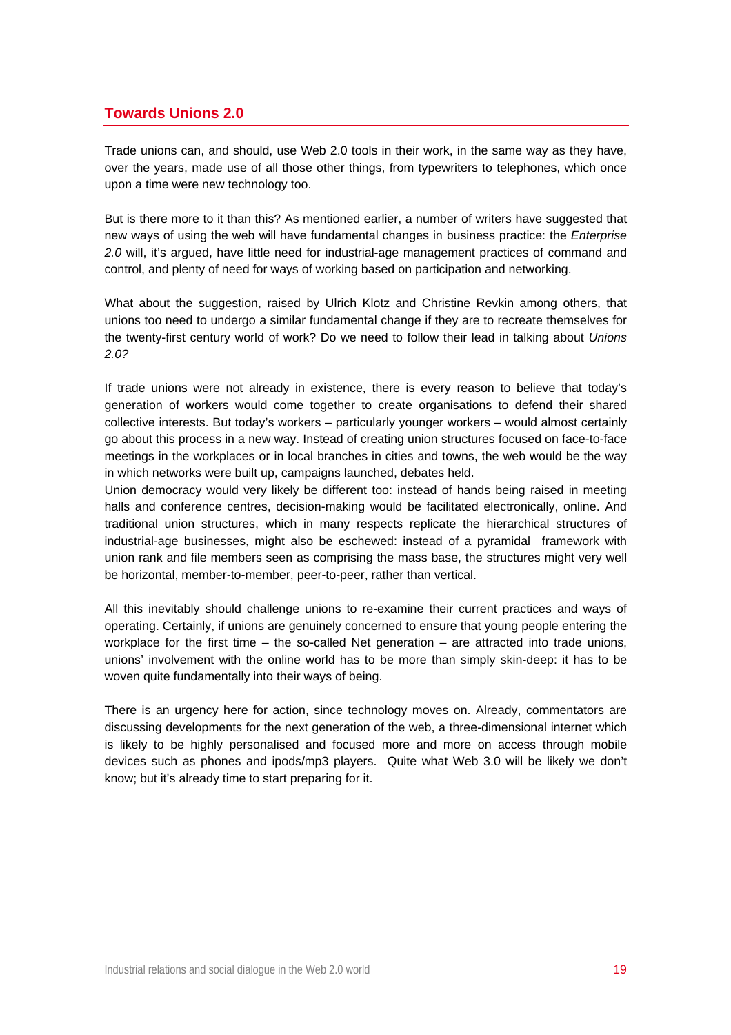## Towards Unions 2.0

Trade unions can, and should, use Web 2.0 tools in their work, in the same way as they have, over the years, made use of all those other things, from typewriters to telephones, which once upon a time were new technology too.

But is there more to it than this? As mentioned earlier, a number of writers have suggested that new ways of using the web will have fundamental changes in business practice: the *Enterprise 2.0* will, it's argued, have little need for industrial-age management practices of command and control, and plenty of need for ways of working based on participation and networking.

What about the suggestion, raised by Ulrich Klotz and Christine Revkin among others, that unions too need to undergo a similar fundamental change if they are to recreate themselves for the twenty-first century world of work? Do we need to follow their lead in talking about *Unions 2.0?*

If trade unions were not already in existence, there is every reason to believe that today's generation of workers would come together to create organisations to defend their shared collective interests. But today's workers – particularly younger workers – would almost certainly go about this process in a new way. Instead of creating union structures focused on face-to-face meetings in the workplaces or in local branches in cities and towns, the web would be the way in which networks were built up, campaigns launched, debates held.

Union democracy would very likely be different too: instead of hands being raised in meeting halls and conference centres, decision-making would be facilitated electronically, online. And traditional union structures, which in many respects replicate the hierarchical structures of industrial-age businesses, might also be eschewed: instead of a pyramidal framework with union rank and file members seen as comprising the mass base, the structures might very well be horizontal, member-to-member, peer-to-peer, rather than vertical.

All this inevitably should challenge unions to re-examine their current practices and ways of operating. Certainly, if unions are genuinely concerned to ensure that young people entering the workplace for the first time – the so-called Net generation – are attracted into trade unions, unions' involvement with the online world has to be more than simply skin-deep: it has to be woven quite fundamentally into their ways of being.

There is an urgency here for action, since technology moves on. Already, commentators are discussing developments for the next generation of the web, a three-dimensional internet which is likely to be highly personalised and focused more and more on access through mobile devices such as phones and ipods/mp3 players. Quite what Web 3.0 will be likely we don't know; but it's already time to start preparing for it.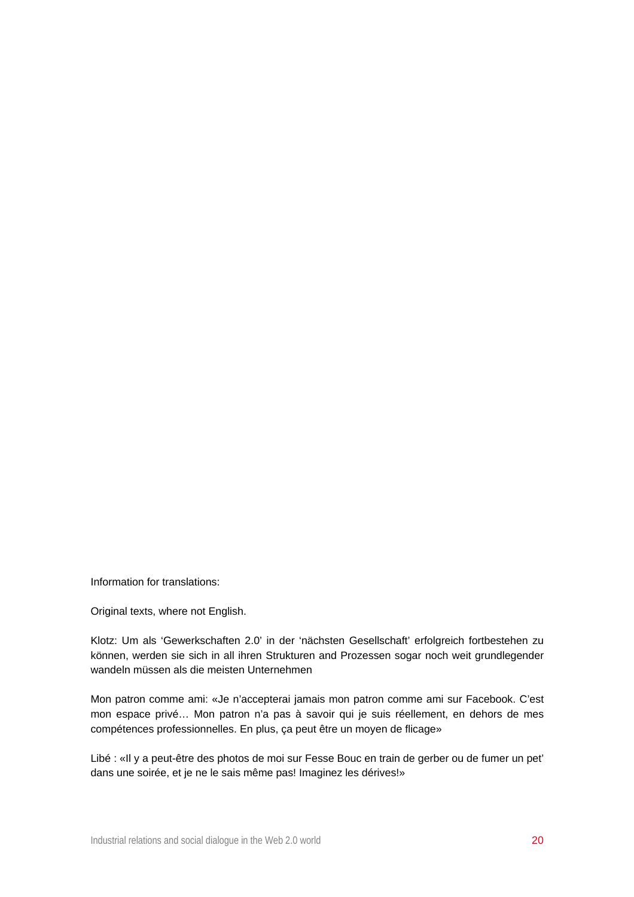Information for translations:

Original texts, where not English.

Klotz: Um als ‘Gewerkschaften 2.0’ in der ‘nächsten Gesellschaft’ erfolgreich fortbestehen zu können, werden sie sich in all ihren Strukturen and Prozessen sogar noch weit grundlegender wandeln müssen als die meisten Unternehmen

Mon patron comme ami: «Je n’accepterai jamais mon patron comme ami sur Facebook. C’est mon espace privé… Mon patron n’a pas à savoir qui je suis réellement, en dehors de mes compétences professionnelles. En plus, ça peut être un moyen de flicage»

Libé : «Il y a peut-être des photos de moi sur Fesse Bouc en train de gerber ou de fumer un pet’ dans une soirée, et je ne le sais même pas! Imaginez les dérives!»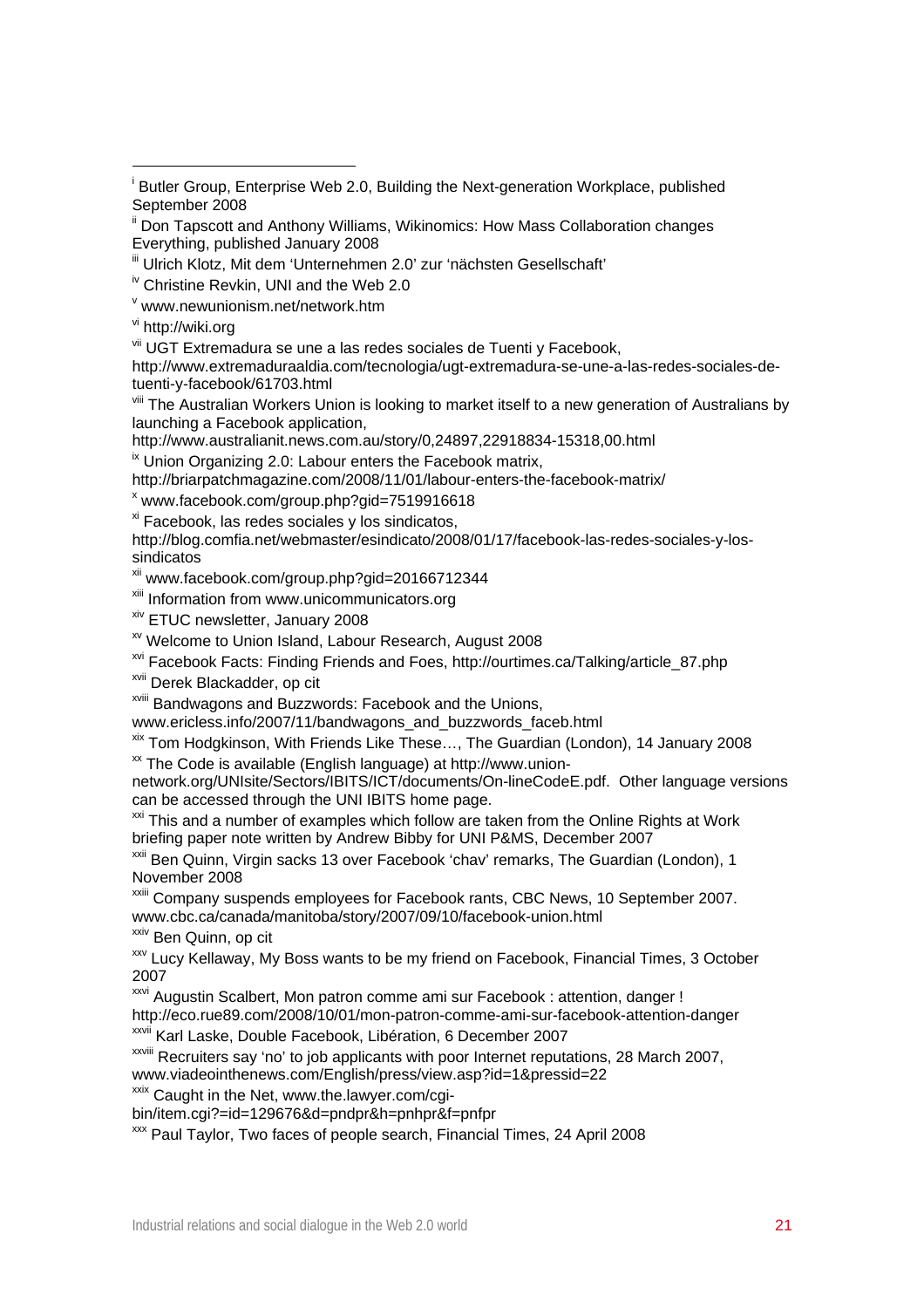[i] Butler Group, Enterprise Web 2.0, Building the Next-generation Workplace, published September 2008

[ii] Don Tapscott and Anthony Williams, Wikinomics: How Mass Collaboration changes Everything, published January 2008

[iii] Ulrich Klotz, Mit dem 'Unternehmen 2.0' zur 'nächsten Gesellschaft'

[iv] Christine Revkin, UNI and the Web 2.0

[v] www.newunionism.net/network.htm

[vi] http://wiki.org

[vii] UGT Extremadura se une a las redes sociales de Tuenti y Facebook, http://www.extremaduraaldia.com/tecnologia/ugt-extremadura-se-une-a-las-redes-sociales-de-tuenti-y-facebook/61703.html

[viii] The Australian Workers Union is looking to market itself to a new generation of Australians by launching a Facebook application, http://www.australianit.news.com.au/story/0,24897,22918834-15318,00.html

[ix] Union Organizing 2.0: Labour enters the Facebook matrix, http://briarpatchmagazine.com/2008/11/01/labour-enters-the-facebook-matrix/

[x] www.facebook.com/group.php?gid=7519916618

[xi] Facebook, las redes sociales y los sindicatos, http://blog.comfia.net/webmaster/esindicato/2008/01/17/facebook-las-redes-sociales-y-los-sindicatos

[xii] www.facebook.com/group.php?gid=20166712344

[xiii] Information from www.unicommunicators.org

[xiv] ETUC newsletter, January 2008

[xv] Welcome to Union Island, Labour Research, August 2008

[xvi] Facebook Facts: Finding Friends and Foes, http://ourtimes.ca/Talking/article_87.php

[xvii] Derek Blackadder, op cit

[xviii] Bandwagons and Buzzwords: Facebook and the Unions, www.ericless.info/2007/11/bandwagons_and_buzzwords_faceb.html

[xix] Tom Hodgkinson, With Friends Like These…, The Guardian (London), 14 January 2008

[xx] The Code is available (English language) at http://www.union-network.org/UNIsite/Sectors/IBITS/ICT/documents/On-lineCodeE.pdf. Other language versions can be accessed through the UNI IBITS home page.

[xxi] This and a number of examples which follow are taken from the Online Rights at Work briefing paper note written by Andrew Bibby for UNI P&MS, December 2007

[xxii] Ben Quinn, Virgin sacks 13 over Facebook 'chav' remarks, The Guardian (London), 1 November 2008

[xxiii] Company suspends employees for Facebook rants, CBC News, 10 September 2007. www.cbc.ca/canada/manitoba/story/2007/09/10/facebook-union.html

[xxiv] Ben Quinn, op cit

[xxv] Lucy Kellaway, My Boss wants to be my friend on Facebook, Financial Times, 3 October 2007

[xxvi] Augustin Scalbert, Mon patron comme ami sur Facebook : attention, danger ! http://eco.rue89.com/2008/10/01/mon-patron-comme-ami-sur-facebook-attention-danger

[xxvii] Karl Laske, Double Facebook, Libération, 6 December 2007

[xxviii] Recruiters say 'no' to job applicants with poor Internet reputations, 28 March 2007, www.viadeointhenews.com/English/press/view.asp?id=1&pressid=22

[xxix] Caught in the Net, www.the.lawyer.com/cgi-bin/item.cgi?=id=129676&d=pndpr&h=pnhpr&f=pnfpr

[xxx] Paul Taylor, Two faces of people search, Financial Times, 24 April 2008